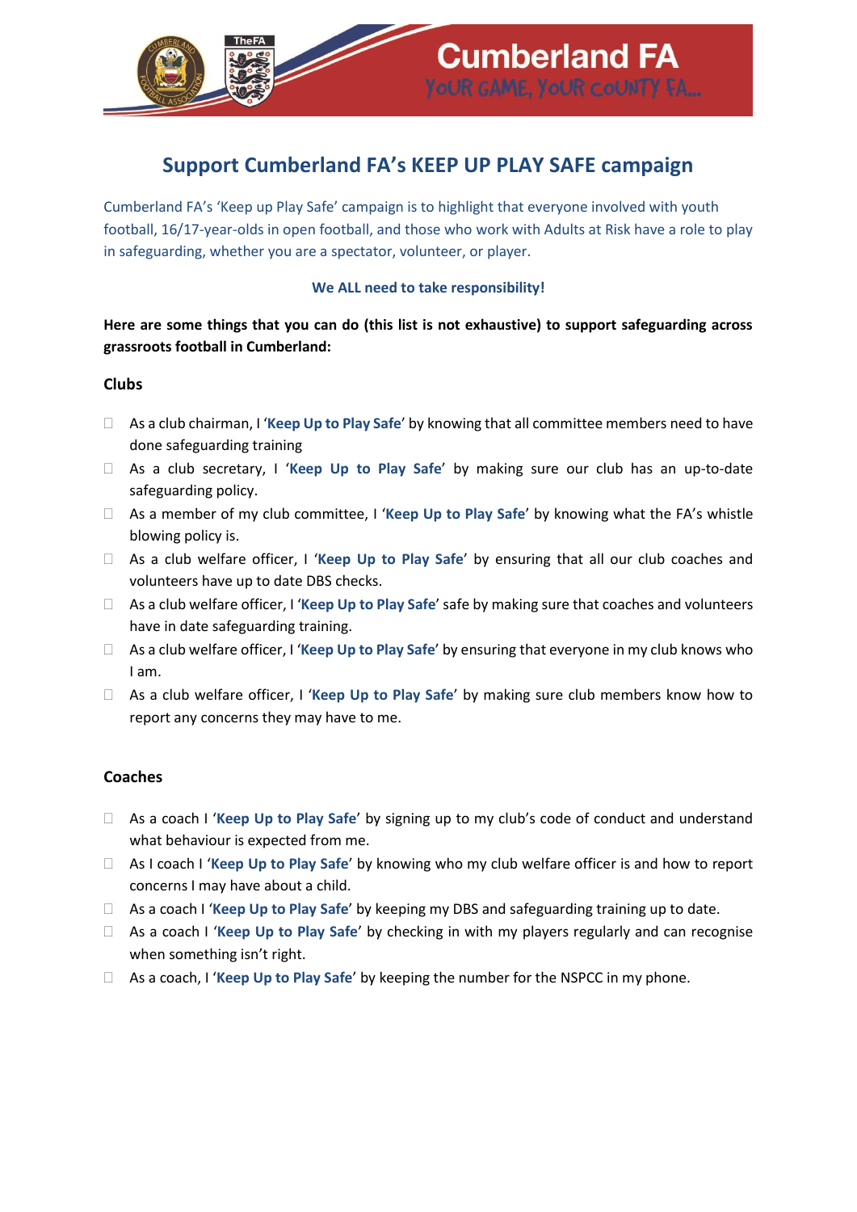Cumberland FA

YOUR GAME, YOUR COUNTY FA...

# Support Cumberland FA's KEEP UP PLAY SAFE campaign

Cumberland FA's 'Keep up Play Safe' campaign is to highlight that everyone involved with youth football, 16/17-year-olds in open football, and those who work with Adults at Risk have a role to play in safeguarding, whether you are a spectator, volunteer, or player.

**We ALL need to take responsibility!**

**Here are some things that you can do (this list is not exhaustive) to support safeguarding across grassroots football in Cumberland:**

### Clubs

- As a club chairman, I '**Keep Up to Play Safe**' by knowing that all committee members need to have done safeguarding training
- As a club secretary, I '**Keep Up to Play Safe**' by making sure our club has an up-to-date safeguarding policy.
- As a member of my club committee, I '**Keep Up to Play Safe**' by knowing what the FA's whistle blowing policy is.
- As a club welfare officer, I '**Keep Up to Play Safe**' by ensuring that all our club coaches and volunteers have up to date DBS checks.
- As a club welfare officer, I '**Keep Up to Play Safe**' safe by making sure that coaches and volunteers have in date safeguarding training.
- As a club welfare officer, I '**Keep Up to Play Safe**' by ensuring that everyone in my club knows who I am.
- As a club welfare officer, I '**Keep Up to Play Safe**' by making sure club members know how to report any concerns they may have to me.

### Coaches

- As a coach I '**Keep Up to Play Safe**' by signing up to my club's code of conduct and understand what behaviour is expected from me.
- As I coach I '**Keep Up to Play Safe**' by knowing who my club welfare officer is and how to report concerns I may have about a child.
- As a coach I '**Keep Up to Play Safe**' by keeping my DBS and safeguarding training up to date.
- As a coach I '**Keep Up to Play Safe**' by checking in with my players regularly and can recognise when something isn't right.
- As a coach, I '**Keep Up to Play Safe**' by keeping the number for the NSPCC in my phone.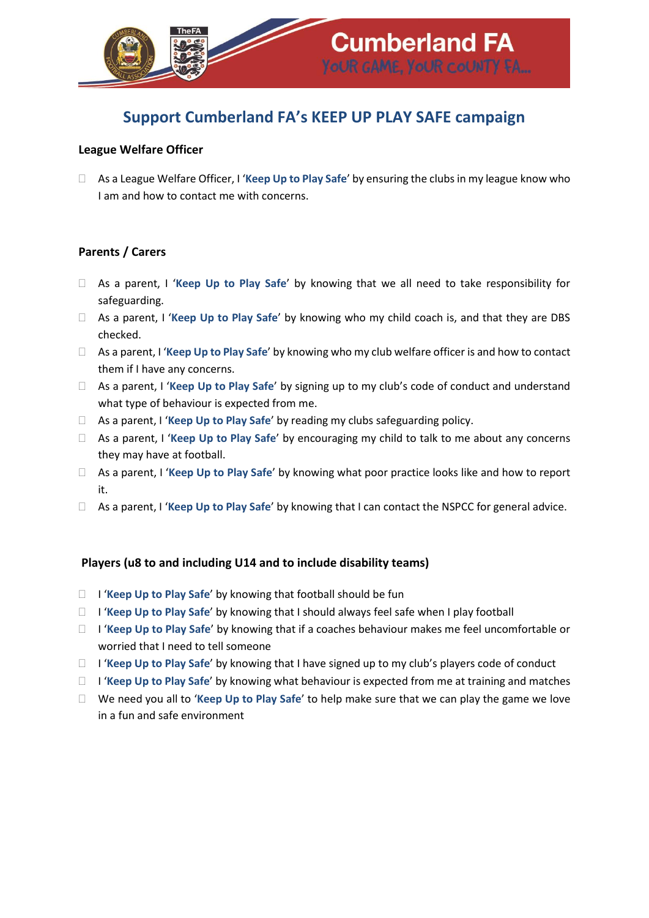## Support Cumberland FA's KEEP UP PLAY SAFE campaign

**League Welfare Officer**

- As a League Welfare Officer, I '**Keep Up to Play Safe**' by ensuring the clubs in my league know who I am and how to contact me with concerns.

**Parents / Carers**

- As a parent, I '**Keep Up to Play Safe**' by knowing that we all need to take responsibility for safeguarding.
- As a parent, I '**Keep Up to Play Safe**' by knowing who my child coach is, and that they are DBS checked.
- As a parent, I '**Keep Up to Play Safe**' by knowing who my club welfare officer is and how to contact them if I have any concerns.
- As a parent, I '**Keep Up to Play Safe**' by signing up to my club's code of conduct and understand what type of behaviour is expected from me.
- As a parent, I '**Keep Up to Play Safe**' by reading my clubs safeguarding policy.
- As a parent, I '**Keep Up to Play Safe**' by encouraging my child to talk to me about any concerns they may have at football.
- As a parent, I '**Keep Up to Play Safe**' by knowing what poor practice looks like and how to report it.
- As a parent, I '**Keep Up to Play Safe**' by knowing that I can contact the NSPCC for general advice.

**Players (u8 to and including U14 and to include disability teams)**

- I '**Keep Up to Play Safe**' by knowing that football should be fun
- I '**Keep Up to Play Safe**' by knowing that I should always feel safe when I play football
- I '**Keep Up to Play Safe**' by knowing that if a coaches behaviour makes me feel uncomfortable or worried that I need to tell someone
- I '**Keep Up to Play Safe**' by knowing that I have signed up to my club's players code of conduct
- I '**Keep Up to Play Safe**' by knowing what behaviour is expected from me at training and matches
- We need you all to '**Keep Up to Play Safe**' to help make sure that we can play the game we love in a fun and safe environment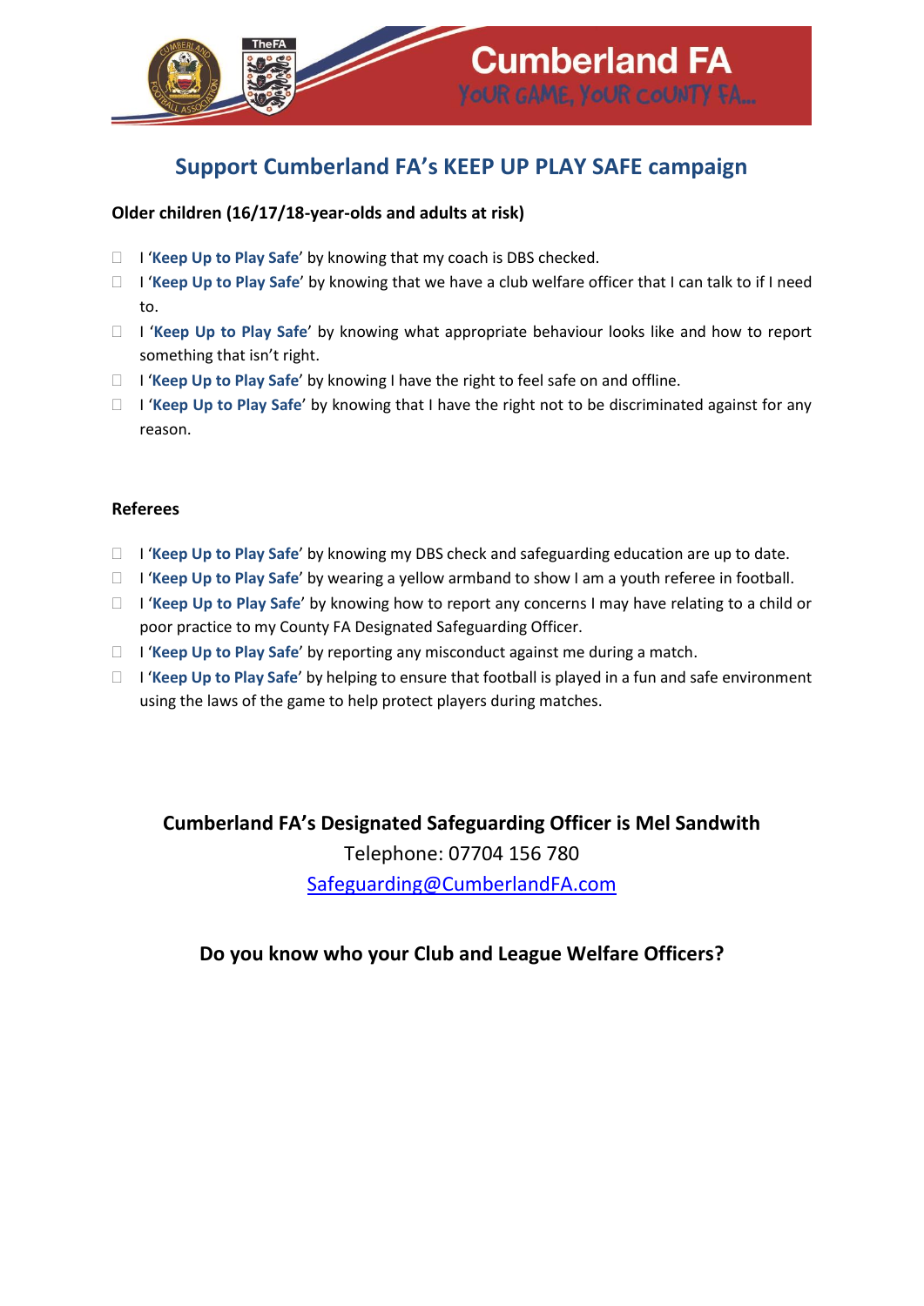## Support Cumberland FA's KEEP UP PLAY SAFE campaign

**Older children (16/17/18-year-olds and adults at risk)**

- I '**Keep Up to Play Safe**' by knowing that my coach is DBS checked.
- I '**Keep Up to Play Safe**' by knowing that we have a club welfare officer that I can talk to if I need to.
- I '**Keep Up to Play Safe**' by knowing what appropriate behaviour looks like and how to report something that isn't right.
- I '**Keep Up to Play Safe**' by knowing I have the right to feel safe on and offline.
- I '**Keep Up to Play Safe**' by knowing that I have the right not to be discriminated against for any reason.

**Referees**

- I '**Keep Up to Play Safe**' by knowing my DBS check and safeguarding education are up to date.
- I '**Keep Up to Play Safe**' by wearing a yellow armband to show I am a youth referee in football.
- I '**Keep Up to Play Safe**' by knowing how to report any concerns I may have relating to a child or poor practice to my County FA Designated Safeguarding Officer.
- I '**Keep Up to Play Safe**' by reporting any misconduct against me during a match.
- I '**Keep Up to Play Safe**' by helping to ensure that football is played in a fun and safe environment using the laws of the game to help protect players during matches.

**Cumberland FA's Designated Safeguarding Officer is Mel Sandwith**

Telephone: 07704 156 780

Safeguarding@CumberlandFA.com

**Do you know who your Club and League Welfare Officers?**